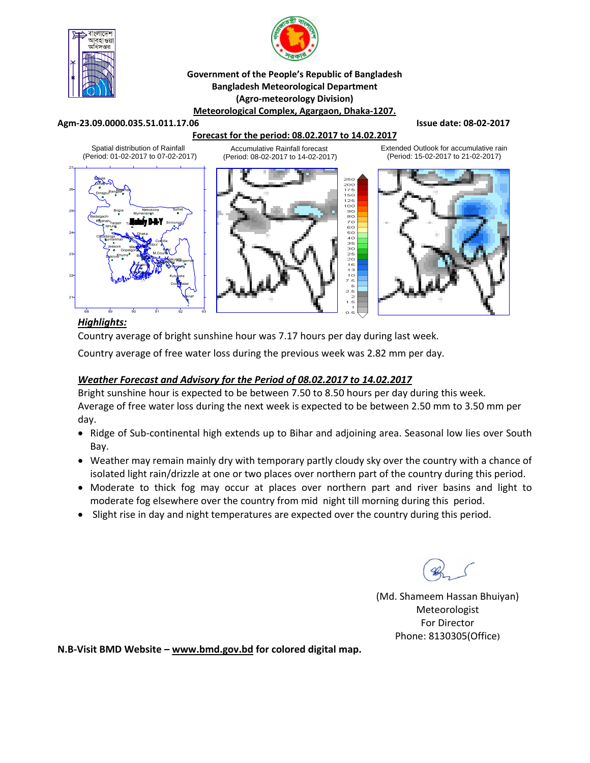**Government of the People's Republic of Bangladesh**
**Bangladesh Meteorological Department**
**(Agro-meteorology Division)**
**Meteorological Complex, Agargaon, Dhaka-1207.**

**Agm-23.09.0000.035.51.011.17.06** **Issue date: 08-02-2017**

**Forecast for the period: 08.02.2017 to 14.02.2017**

Spatial distribution of Rainfall (Period: 01-02-2017 to 07-02-2017)

Accumulative Rainfall forecast (Period: 08-02-2017 to 14-02-2017)

Extended Outlook for accumulative rain (Period: 15-02-2017 to 21-02-2017)

## *Highlights:*

Country average of bright sunshine hour was 7.17 hours per day during last week.

Country average of free water loss during the previous week was 2.82 mm per day.

### *Weather Forecast and Advisory for the Period of 08.02.2017 to 14.02.2017*

Bright sunshine hour is expected to be between 7.50 to 8.50 hours per day during this week.
Average of free water loss during the next week is expected to be between 2.50 mm to 3.50 mm per day.

- Ridge of Sub-continental high extends up to Bihar and adjoining area. Seasonal low lies over South Bay.
- Weather may remain mainly dry with temporary partly cloudy sky over the country with a chance of isolated light rain/drizzle at one or two places over northern part of the country during this period.
- Moderate to thick fog may occur at places over northern part and river basins and light to moderate fog elsewhere over the country from mid night till morning during this period.
- Slight rise in day and night temperatures are expected over the country during this period.

(Md. Shameem Hassan Bhuiyan)
Meteorologist
For Director
Phone: 8130305(Office)

**N.B-Visit BMD Website – www.bmd.gov.bd for colored digital map.**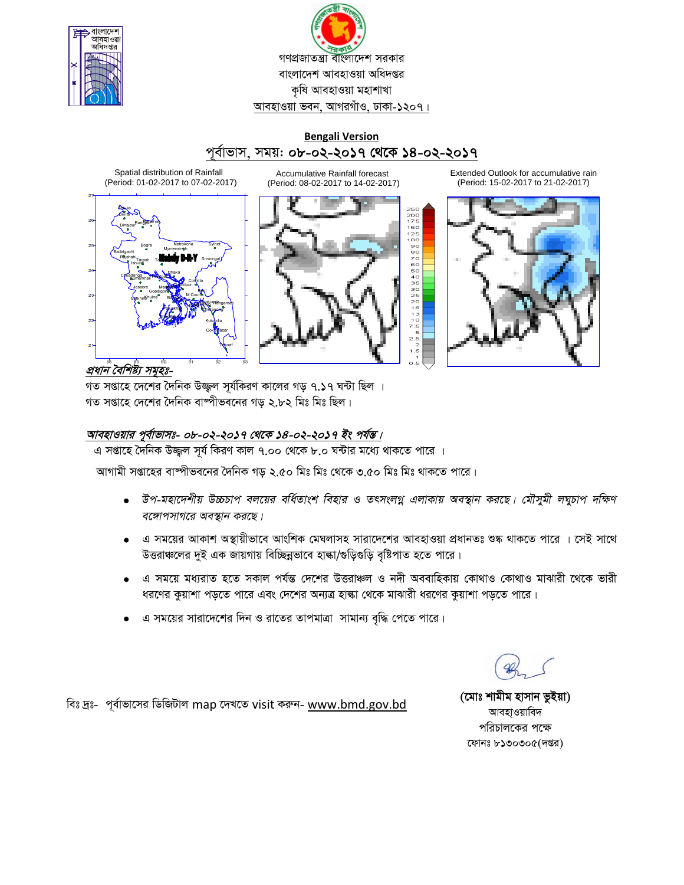গণপ্রজাতন্ত্রী বাংলাদেশ সরকার
বাংলাদেশ আবহাওয়া অধিদপ্তর
কৃষি আবহাওয়া মহাশাখা
আবহাওয়া ভবন, আগরগাঁও, ঢাকা-১২০৭।

**Bengali Version**

## পূর্বাভাস, সময়: ০৮-০২-২০১৭ থেকে ১৪-০২-২০১৭

Spatial distribution of Rainfall (Period: 01-02-2017 to 07-02-2017)

Accumulative Rainfall forecast (Period: 08-02-2017 to 14-02-2017)

Extended Outlook for accumulative rain (Period: 15-02-2017 to 21-02-2017)

***প্রধান বৈশিষ্ট্য সমূহঃ-***

গত সপ্তাহে দেশের দৈনিক উজ্জ্বল সূর্যকিরণ কালের গড় ৭.১৭ ঘন্টা ছিল ।
গত সপ্তাহে দেশের দৈনিক বাষ্পীভবনের গড় ২.৮২ মিঃ মিঃ ছিল।

***আবহাওয়ার পূর্বাভাসঃ- ০৮-০২-২০১৭ থেকে ১৪-০২-২০১৭ ইং পর্যন্ত।***

এ সপ্তাহে দৈনিক উজ্জ্বল সূর্য কিরণ কাল ৭.০০ থেকে ৮.০ ঘন্টার মধ্যে থাকতে পারে ।

আগামী সপ্তাহের বাষ্পীভবনের দৈনিক গড় ২.৫০ মিঃ মিঃ থেকে ৩.৫০ মিঃ মিঃ থাকতে পারে।

- *উপ-মহাদেশীয় উচ্চচাপ বলয়ের বর্ধিতাংশ বিহার ও তৎসংলগ্ন এলাকায় অবস্থান করছে। মৌসুমী লঘুচাপ দক্ষিণ বঙ্গোপসাগরে অবস্থান করছে।*
- এ সময়ের আকাশ অস্থায়ীভাবে আংশিক মেঘলাসহ সারাদেশের আবহাওয়া প্রধানতঃ শুষ্ক থাকতে পারে । সেই সাথে উত্তরাঞ্চলের দুই এক জায়গায় বিচ্ছিন্নভাবে হাল্কা/গুড়িগুড়ি বৃষ্টিপাত হতে পারে।
- এ সময়ে মধ্যরাত হতে সকাল পর্যন্ত দেশের উত্তরাঞ্চল ও নদী অববাহিকায় কোথাও কোথাও মাঝারী থেকে ভারী ধরণের কুয়াশা পড়তে পারে এবং দেশের অন্যত্র হাল্কা থেকে মাঝারী ধরণের কুয়াশা পড়তে পারে।
- এ সময়ের সারাদেশের দিন ও রাতের তাপমাত্রা সামান্য বৃদ্ধি পেতে পারে।

বিঃ দ্রঃ- পূর্বাভাসের ডিজিটাল map দেখতে visit করুন- www.bmd.gov.bd

**(মোঃ শামীম হাসান ভুইয়া)**
আবহাওয়াবিদ
পরিচালকের পক্ষে
ফোনঃ ৮১৩০৩০৫(দপ্তর)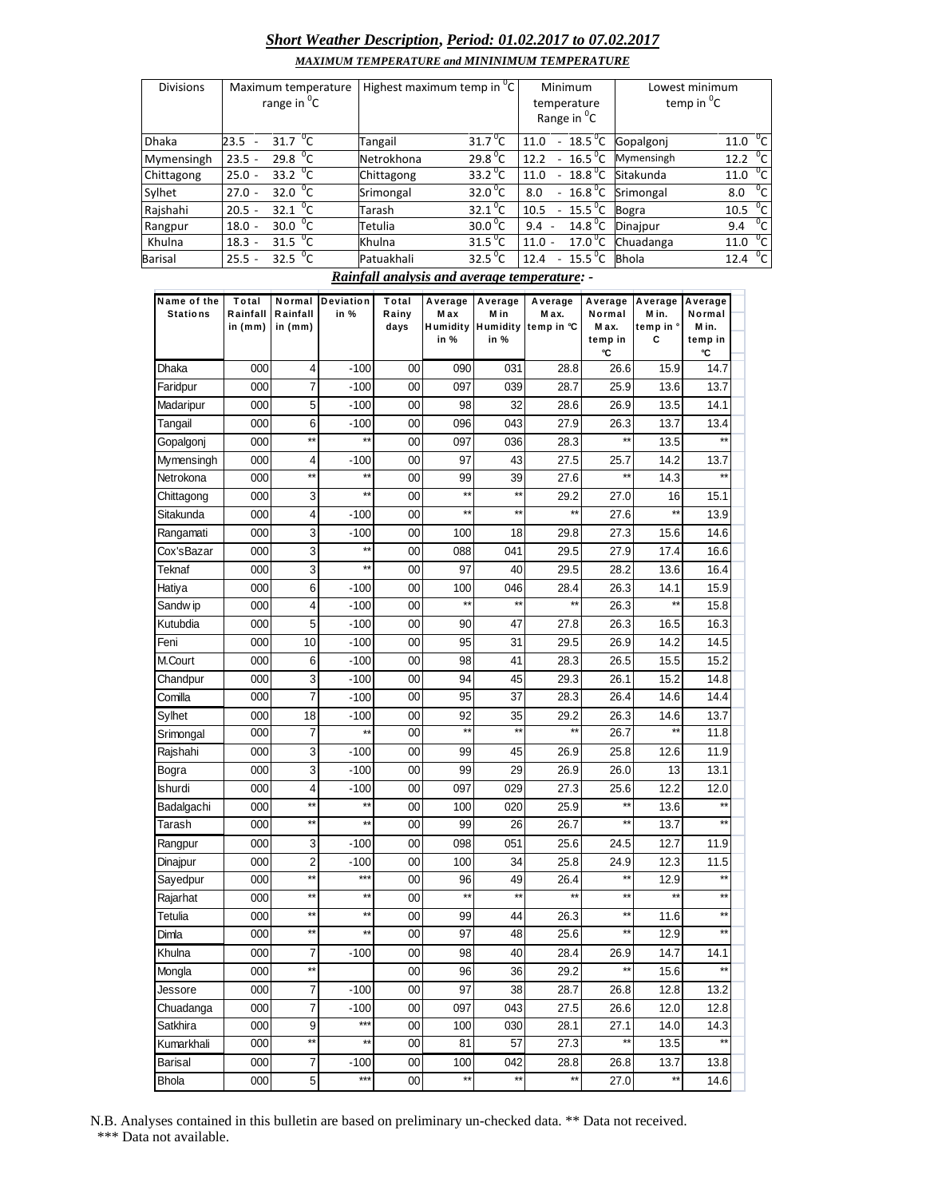## *Short Weather Description, Period: 01.02.2017 to 07.02.2017*

***MAXIMUM TEMPERATURE and MININIMUM TEMPERATURE***

| Divisions | Maximum temperature range in $^0$C | Highest maximum temp in $^0$C | | Minimum temperature Range in $^0$C | Lowest minimum temp in $^0$C | |
|---|---|---|---|---|---|---|
| Dhaka | 23.5 - 31.7 $^0$C | Tangail | 31.7 $^0$C | 11.0 - 18.5 $^0$C | Gopalgonj | 11.0 $^0$C |
| Mymensingh | 23.5 - 29.8 $^0$C | Netrokhona | 29.8 $^0$C | 12.2 - 16.5 $^0$C | Mymensingh | 12.2 $^0$C |
| Chittagong | 25.0 - 33.2 $^0$C | Chittagong | 33.2 $^0$C | 11.0 - 18.8 $^0$C | Sitakunda | 11.0 $^0$C |
| Sylhet | 27.0 - 32.0 $^0$C | Srimongal | 32.0 $^0$C | 8.0 - 16.8 $^0$C | Srimongal | 8.0 $^0$C |
| Rajshahi | 20.5 - 32.1 $^0$C | Tarash | 32.1 $^0$C | 10.5 - 15.5 $^0$C | Bogra | 10.5 $^0$C |
| Rangpur | 18.0 - 30.0 $^0$C | Tetulia | 30.0 $^0$C | 9.4 - 14.8 $^0$C | Dinajpur | 9.4 $^0$C |
| Khulna | 18.3 - 31.5 $^0$C | Khulna | 31.5 $^0$C | 11.0 - 17.0 $^0$C | Chuadanga | 11.0 $^0$C |
| Barisal | 25.5 - 32.5 $^0$C | Patuakhali | 32.5 $^0$C | 12.4 - 15.5 $^0$C | Bhola | 12.4 $^0$C |

***Rainfall analysis and average temperature: -***

| Name of the Stations | Total Rainfall in (mm) | Normal Rainfall in (mm) | Deviation in % | Total Rainy days | Average Max Humidity in % | Average Min Humidity in % | Average Max. temp in ℃ | Average Normal Max. temp in ℃ | Average Min. temp in ° C | Average Normal Min. temp in ℃ |
|---|---|---|---|---|---|---|---|---|---|---|
| Dhaka | 000 | 4 | -100 | 00 | 090 | 031 | 28.8 | 26.6 | 15.9 | 14.7 |
| Faridpur | 000 | 7 | -100 | 00 | 097 | 039 | 28.7 | 25.9 | 13.6 | 13.7 |
| Madaripur | 000 | 5 | -100 | 00 | 98 | 32 | 28.6 | 26.9 | 13.5 | 14.1 |
| Tangail | 000 | 6 | -100 | 00 | 096 | 043 | 27.9 | 26.3 | 13.7 | 13.4 |
| Gopalgonj | 000 | ** | ** | 00 | 097 | 036 | 28.3 | ** | 13.5 | ** |
| Mymensingh | 000 | 4 | -100 | 00 | 97 | 43 | 27.5 | 25.7 | 14.2 | 13.7 |
| Netrokona | 000 | ** | ** | 00 | 99 | 39 | 27.6 | ** | 14.3 | ** |
| Chittagong | 000 | 3 | ** | 00 | ** | ** | 29.2 | 27.0 | 16 | 15.1 |
| Sitakunda | 000 | 4 | -100 | 00 | ** | ** | ** | 27.6 | ** | 13.9 |
| Rangamati | 000 | 3 | -100 | 00 | 100 | 18 | 29.8 | 27.3 | 15.6 | 14.6 |
| Cox'sBazar | 000 | 3 | ** | 00 | 088 | 041 | 29.5 | 27.9 | 17.4 | 16.6 |
| Teknaf | 000 | 3 | ** | 00 | 97 | 40 | 29.5 | 28.2 | 13.6 | 16.4 |
| Hatiya | 000 | 6 | -100 | 00 | 100 | 046 | 28.4 | 26.3 | 14.1 | 15.9 |
| Sandw ip | 000 | 4 | -100 | 00 | ** | ** | ** | 26.3 | ** | 15.8 |
| Kutubdia | 000 | 5 | -100 | 00 | 90 | 47 | 27.8 | 26.3 | 16.5 | 16.3 |
| Feni | 000 | 10 | -100 | 00 | 95 | 31 | 29.5 | 26.9 | 14.2 | 14.5 |
| M.Court | 000 | 6 | -100 | 00 | 98 | 41 | 28.3 | 26.5 | 15.5 | 15.2 |
| Chandpur | 000 | 3 | -100 | 00 | 94 | 45 | 29.3 | 26.1 | 15.2 | 14.8 |
| Comilla | 000 | 7 | -100 | 00 | 95 | 37 | 28.3 | 26.4 | 14.6 | 14.4 |
| Sylhet | 000 | 18 | -100 | 00 | 92 | 35 | 29.2 | 26.3 | 14.6 | 13.7 |
| Srimongal | 000 | 7 | ** | 00 | ** | ** | ** | 26.7 | ** | 11.8 |
| Rajshahi | 000 | 3 | -100 | 00 | 99 | 45 | 26.9 | 25.8 | 12.6 | 11.9 |
| Bogra | 000 | 3 | -100 | 00 | 99 | 29 | 26.9 | 26.0 | 13 | 13.1 |
| Ishurdi | 000 | 4 | -100 | 00 | 097 | 029 | 27.3 | 25.6 | 12.2 | 12.0 |
| Badalgachi | 000 | ** | ** | 00 | 100 | 020 | 25.9 | ** | 13.6 | ** |
| Tarash | 000 | ** | ** | 00 | 99 | 26 | 26.7 | ** | 13.7 | ** |
| Rangpur | 000 | 3 | -100 | 00 | 098 | 051 | 25.6 | 24.5 | 12.7 | 11.9 |
| Dinajpur | 000 | 2 | -100 | 00 | 100 | 34 | 25.8 | 24.9 | 12.3 | 11.5 |
| Sayedpur | 000 | ** | *** | 00 | 96 | 49 | 26.4 | ** | 12.9 | ** |
| Rajarhat | 000 | ** | ** | 00 | ** | ** | ** | ** | ** | ** |
| Tetulia | 000 | ** | ** | 00 | 99 | 44 | 26.3 | ** | 11.6 | ** |
| Dimla | 000 | ** | ** | 00 | 97 | 48 | 25.6 | ** | 12.9 | ** |
| Khulna | 000 | 7 | -100 | 00 | 98 | 40 | 28.4 | 26.9 | 14.7 | 14.1 |
| Mongla | 000 | ** | | 00 | 96 | 36 | 29.2 | ** | 15.6 | ** |
| Jessore | 000 | 7 | -100 | 00 | 97 | 38 | 28.7 | 26.8 | 12.8 | 13.2 |
| Chuadanga | 000 | 7 | -100 | 00 | 097 | 043 | 27.5 | 26.6 | 12.0 | 12.8 |
| Satkhira | 000 | 9 | *** | 00 | 100 | 030 | 28.1 | 27.1 | 14.0 | 14.3 |
| Kumarkhali | 000 | ** | ** | 00 | 81 | 57 | 27.3 | ** | 13.5 | ** |
| Barisal | 000 | 7 | -100 | 00 | 100 | 042 | 28.8 | 26.8 | 13.7 | 13.8 |
| Bhola | 000 | 5 | *** | 00 | ** | ** | ** | 27.0 | ** | 14.6 |

N.B. Analyses contained in this bulletin are based on preliminary un-checked data. ** Data not received.
*** Data not available.